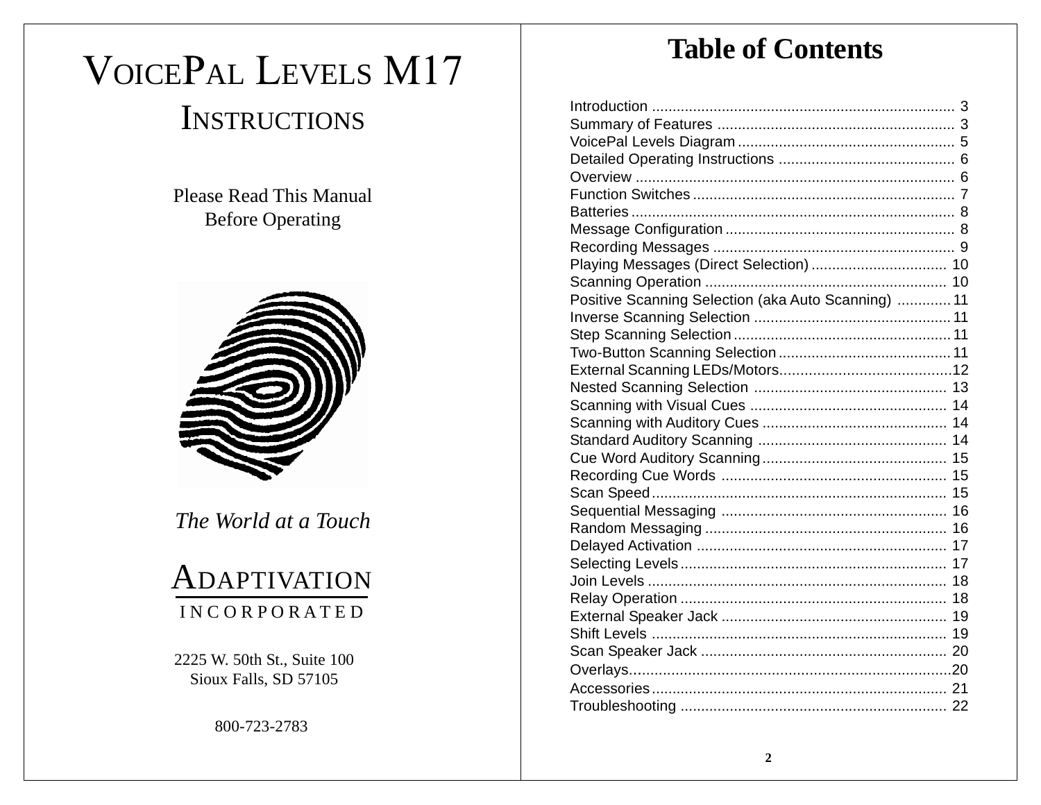# VoicePal Levels M17 Instructions

Please Read This Manual
Before Operating

*The World at a Touch*

ADAPTIVATION
INCORPORATED

2225 W. 50th St., Suite 100
Sioux Falls, SD 57105

800-723-2783

## Table of Contents

| Section | Page |
|---|---|
| Introduction | 3 |
| Summary of Features | 3 |
| VoicePal Levels Diagram | 5 |
| Detailed Operating Instructions | 6 |
| Overview | 6 |
| Function Switches | 7 |
| Batteries | 8 |
| Message Configuration | 8 |
| Recording Messages | 9 |
| Playing Messages (Direct Selection) | 10 |
| Scanning Operation | 10 |
| Positive Scanning Selection (aka Auto Scanning) | 11 |
| Inverse Scanning Selection | 11 |
| Step Scanning Selection | 11 |
| Two-Button Scanning Selection | 11 |
| External Scanning LEDs/Motors | 12 |
| Nested Scanning Selection | 13 |
| Scanning with Visual Cues | 14 |
| Scanning with Auditory Cues | 14 |
| Standard Auditory Scanning | 14 |
| Cue Word Auditory Scanning | 15 |
| Recording Cue Words | 15 |
| Scan Speed | 15 |
| Sequential Messaging | 16 |
| Random Messaging | 16 |
| Delayed Activation | 17 |
| Selecting Levels | 17 |
| Join Levels | 18 |
| Relay Operation | 18 |
| External Speaker Jack | 19 |
| Shift Levels | 19 |
| Scan Speaker Jack | 20 |
| Overlays | 20 |
| Accessories | 21 |
| Troubleshooting | 22 |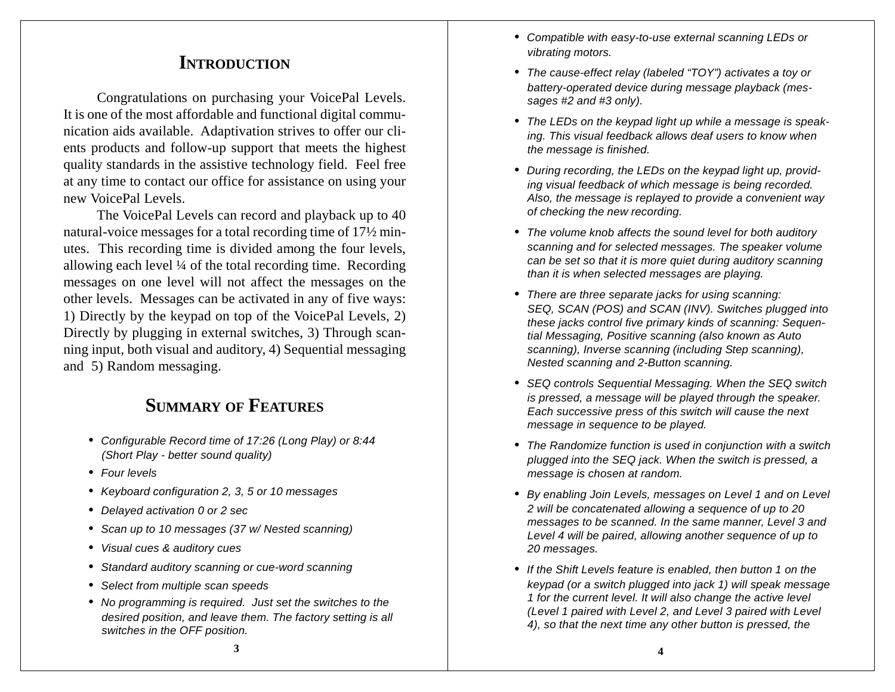# Introduction

Congratulations on purchasing your VoicePal Levels. It is one of the most affordable and functional digital communication aids available. Adaptivation strives to offer our clients products and follow-up support that meets the highest quality standards in the assistive technology field. Feel free at any time to contact our office for assistance on using your new VoicePal Levels.

The VoicePal Levels can record and playback up to 40 natural-voice messages for a total recording time of 17½ minutes. This recording time is divided among the four levels, allowing each level ¼ of the total recording time. Recording messages on one level will not affect the messages on the other levels. Messages can be activated in any of five ways: 1) Directly by the keypad on top of the VoicePal Levels, 2) Directly by plugging in external switches, 3) Through scanning input, both visual and auditory, 4) Sequential messaging and 5) Random messaging.

# Summary of Features

- *Configurable Record time of 17:26 (Long Play) or 8:44 (Short Play - better sound quality)*
- *Four levels*
- *Keyboard configuration 2, 3, 5 or 10 messages*
- *Delayed activation 0 or 2 sec*
- *Scan up to 10 messages (37 w/ Nested scanning)*
- *Visual cues & auditory cues*
- *Standard auditory scanning or cue-word scanning*
- *Select from multiple scan speeds*
- *No programming is required. Just set the switches to the desired position, and leave them. The factory setting is all switches in the OFF position.*
- *Compatible with easy-to-use external scanning LEDs or vibrating motors.*
- *The cause-effect relay (labeled “TOY”) activates a toy or battery-operated device during message playback (messages #2 and #3 only).*
- *The LEDs on the keypad light up while a message is speaking. This visual feedback allows deaf users to know when the message is finished.*
- *During recording, the LEDs on the keypad light up, providing visual feedback of which message is being recorded. Also, the message is replayed to provide a convenient way of checking the new recording.*
- *The volume knob affects the sound level for both auditory scanning and for selected messages. The speaker volume can be set so that it is more quiet during auditory scanning than it is when selected messages are playing.*
- *There are three separate jacks for using scanning: SEQ, SCAN (POS) and SCAN (INV). Switches plugged into these jacks control five primary kinds of scanning: Sequential Messaging, Positive scanning (also known as Auto scanning), Inverse scanning (including Step scanning), Nested scanning and 2-Button scanning.*
- *SEQ controls Sequential Messaging. When the SEQ switch is pressed, a message will be played through the speaker. Each successive press of this switch will cause the next message in sequence to be played.*
- *The Randomize function is used in conjunction with a switch plugged into the SEQ jack. When the switch is pressed, a message is chosen at random.*
- *By enabling Join Levels, messages on Level 1 and on Level 2 will be concatenated allowing a sequence of up to 20 messages to be scanned. In the same manner, Level 3 and Level 4 will be paired, allowing another sequence of up to 20 messages.*
- *If the Shift Levels feature is enabled, then button 1 on the keypad (or a switch plugged into jack 1) will speak message 1 for the current level. It will also change the active level (Level 1 paired with Level 2, and Level 3 paired with Level 4), so that the next time any other button is pressed, the*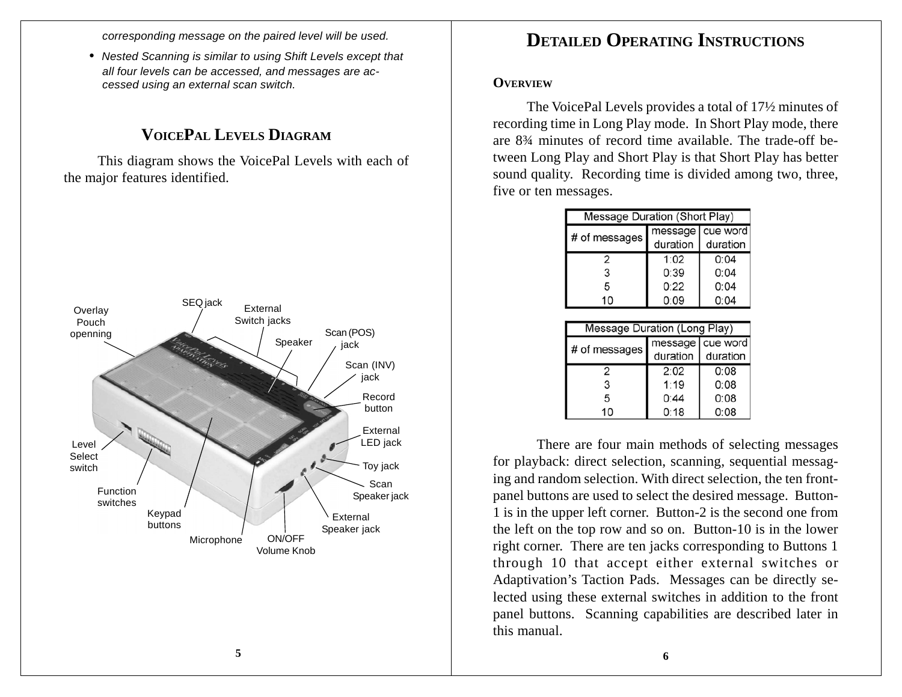*corresponding message on the paired level will be used.*

- *Nested Scanning is similar to using Shift Levels except that all four levels can be accessed, and messages are accessed using an external scan switch.*

## VoicePal Levels Diagram

This diagram shows the VoicePal Levels with each of the major features identified.

SEQ jack
Overlay Pouch openning
External Switch jacks
Speaker
Scan (POS) jack
Scan (INV) jack
Record button
External LED jack
Level Select switch
Toy jack
Scan Speaker jack
Function switches
Keypad buttons
External Speaker jack
Microphone
ON/OFF Volume Knob

## Detailed Operating Instructions

### Overview

The VoicePal Levels provides a total of 17½ minutes of recording time in Long Play mode. In Short Play mode, there are 8¾ minutes of record time available. The trade-off between Long Play and Short Play is that Short Play has better sound quality. Recording time is divided among two, three, five or ten messages.

| Message Duration (Short Play) | | |
|---|---|---|
| # of messages | message duration | cue word duration |
| 2 | 1:02 | 0:04 |
| 3 | 0:39 | 0:04 |
| 5 | 0:22 | 0:04 |
| 10 | 0:09 | 0:04 |

| Message Duration (Long Play) | | |
|---|---|---|
| # of messages | message duration | cue word duration |
| 2 | 2:02 | 0:08 |
| 3 | 1:19 | 0:08 |
| 5 | 0:44 | 0:08 |
| 10 | 0:18 | 0:08 |

There are four main methods of selecting messages for playback: direct selection, scanning, sequential messaging and random selection. With direct selection, the ten front-panel buttons are used to select the desired message. Button-1 is in the upper left corner. Button-2 is the second one from the left on the top row and so on. Button-10 is in the lower right corner. There are ten jacks corresponding to Buttons 1 through 10 that accept either external switches or Adaptivation's Taction Pads. Messages can be directly selected using these external switches in addition to the front panel buttons. Scanning capabilities are described later in this manual.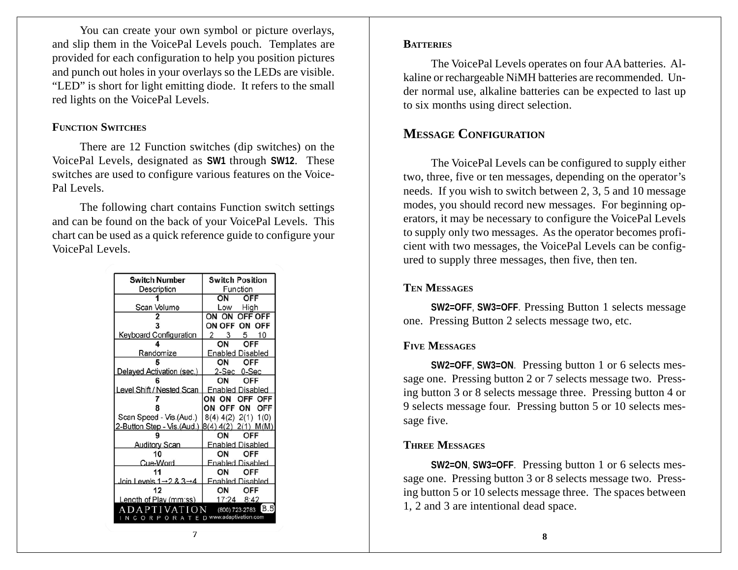You can create your own symbol or picture overlays, and slip them in the VoicePal Levels pouch. Templates are provided for each configuration to help you position pictures and punch out holes in your overlays so the LEDs are visible. "LED" is short for light emitting diode. It refers to the small red lights on the VoicePal Levels.

### FUNCTION SWITCHES

There are 12 Function switches (dip switches) on the VoicePal Levels, designated as **SW1** through **SW12**. These switches are used to configure various features on the VoicePal Levels.

The following chart contains Function switch settings and can be found on the back of your VoicePal Levels. This chart can be used as a quick reference guide to configure your VoicePal Levels.

| Switch Number / Description | Switch Position / Function |
|---|---|
| 1 Scan Volume | ON: Low / OFF: High |
| 2, 3 Keyboard Configuration | ON ON: 2 / ON OFF: 3 / OFF ON: 5 / OFF OFF: 10 |
| 4 Randomize | ON: Enabled / OFF: Disabled |
| 5 Delayed Activation (sec.) | ON: 2-Sec / OFF: 0-Sec |
| 6 Level Shift / Nested Scan | ON: Enabled / OFF: Disabled |
| 7, 8 Scan Speed - Vis.(Aud.) / 2-Button Step - Vis.(Aud.) | ON ON: 8(4) / 8(4); ON OFF: 4(2) / 4(2); OFF ON: 2(1) / 2(1); OFF OFF: 1(0) / M(M) |
| 9 Auditory Scan | ON: Enabled / OFF: Disabled |
| 10 Cue-Word | ON: Enabled / OFF: Disabled |
| 11 Join Levels 1→2 & 3→4 | ON: Enabled / OFF: Disabled |
| 12 Length of Play (mm:ss) | ON: 17:24 / OFF: 8:42 |

ADAPTIVATION INCORPORATED (800) 723-2783 www.adaptivation.com B.5

### BATTERIES

The VoicePal Levels operates on four AA batteries. Alkaline or rechargeable NiMH batteries are recommended. Under normal use, alkaline batteries can be expected to last up to six months using direct selection.

## MESSAGE CONFIGURATION

The VoicePal Levels can be configured to supply either two, three, five or ten messages, depending on the operator's needs. If you wish to switch between 2, 3, 5 and 10 message modes, you should record new messages. For beginning operators, it may be necessary to configure the VoicePal Levels to supply only two messages. As the operator becomes proficient with two messages, the VoicePal Levels can be configured to supply three messages, then five, then ten.

### TEN MESSAGES

**SW2=OFF**, **SW3=OFF**. Pressing Button 1 selects message one. Pressing Button 2 selects message two, etc.

### FIVE MESSAGES

**SW2=OFF**, **SW3=ON**. Pressing button 1 or 6 selects message one. Pressing button 2 or 7 selects message two. Pressing button 3 or 8 selects message three. Pressing button 4 or 9 selects message four. Pressing button 5 or 10 selects message five.

### THREE MESSAGES

**SW2=ON**, **SW3=OFF**. Pressing button 1 or 6 selects message one. Pressing button 3 or 8 selects message two. Pressing button 5 or 10 selects message three. The spaces between 1, 2 and 3 are intentional dead space.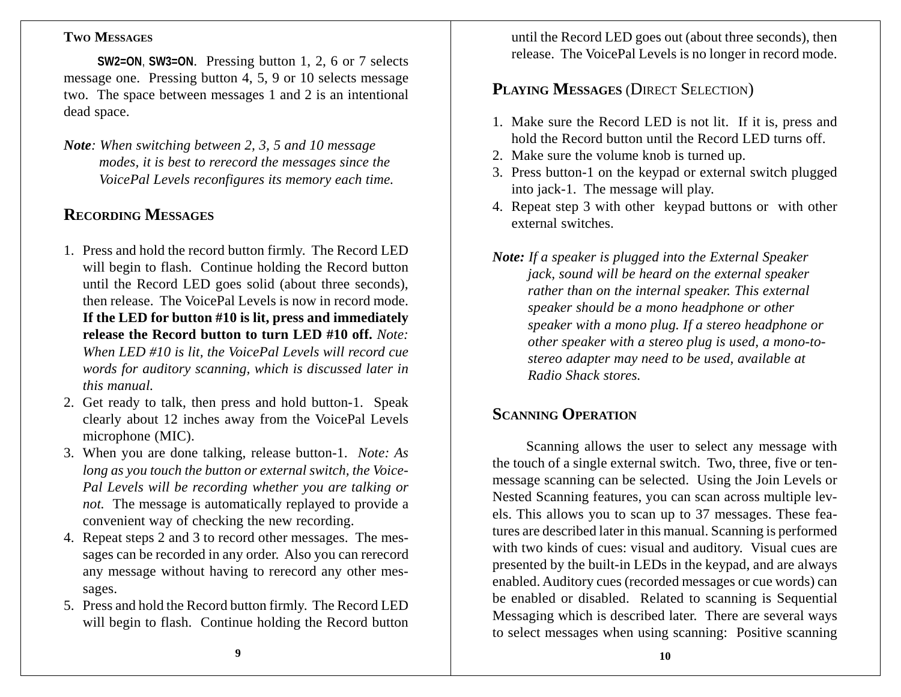### Two Messages

**SW2=ON**, **SW3=ON**. Pressing button 1, 2, 6 or 7 selects message one. Pressing button 4, 5, 9 or 10 selects message two. The space between messages 1 and 2 is an intentional dead space.

***Note****: When switching between 2, 3, 5 and 10 message modes, it is best to rerecord the messages since the VoicePal Levels reconfigures its memory each time.*

## Recording Messages

1. Press and hold the record button firmly. The Record LED will begin to flash. Continue holding the Record button until the Record LED goes solid (about three seconds), then release. The VoicePal Levels is now in record mode. **If the LED for button #10 is lit, press and immediately release the Record button to turn LED #10 off.** *Note: When LED #10 is lit, the VoicePal Levels will record cue words for auditory scanning, which is discussed later in this manual.*
2. Get ready to talk, then press and hold button-1. Speak clearly about 12 inches away from the VoicePal Levels microphone (MIC).
3. When you are done talking, release button-1. *Note: As long as you touch the button or external switch, the Voice-Pal Levels will be recording whether you are talking or not.* The message is automatically replayed to provide a convenient way of checking the new recording.
4. Repeat steps 2 and 3 to record other messages. The messages can be recorded in any order. Also you can rerecord any message without having to rerecord any other messages.
5. Press and hold the Record button firmly. The Record LED will begin to flash. Continue holding the Record button until the Record LED goes out (about three seconds), then release. The VoicePal Levels is no longer in record mode.

## Playing Messages (Direct Selection)

1. Make sure the Record LED is not lit. If it is, press and hold the Record button until the Record LED turns off.
2. Make sure the volume knob is turned up.
3. Press button-1 on the keypad or external switch plugged into jack-1. The message will play.
4. Repeat step 3 with other keypad buttons or with other external switches.

***Note:*** *If a speaker is plugged into the External Speaker jack, sound will be heard on the external speaker rather than on the internal speaker. This external speaker should be a mono headphone or other speaker with a mono plug. If a stereo headphone or other speaker with a stereo plug is used, a mono-to-stereo adapter may need to be used, available at Radio Shack stores.*

## Scanning Operation

Scanning allows the user to select any message with the touch of a single external switch. Two, three, five or ten-message scanning can be selected. Using the Join Levels or Nested Scanning features, you can scan across multiple levels. This allows you to scan up to 37 messages. These features are described later in this manual. Scanning is performed with two kinds of cues: visual and auditory. Visual cues are presented by the built-in LEDs in the keypad, and are always enabled. Auditory cues (recorded messages or cue words) can be enabled or disabled. Related to scanning is Sequential Messaging which is described later. There are several ways to select messages when using scanning: Positive scanning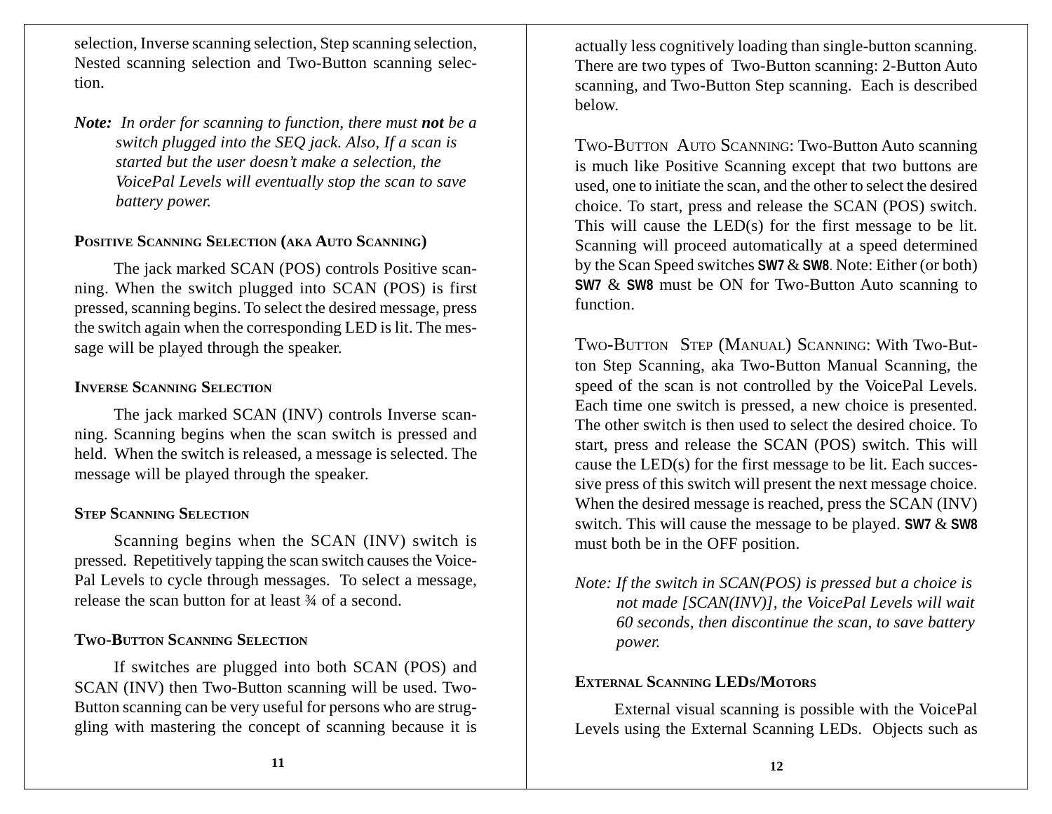selection, Inverse scanning selection, Step scanning selection, Nested scanning selection and Two-Button scanning selection.

*Note: In order for scanning to function, there must **not** be a switch plugged into the SEQ jack. Also, If a scan is started but the user doesn't make a selection, the VoicePal Levels will eventually stop the scan to save battery power.*

### Positive Scanning Selection (aka Auto Scanning)

The jack marked SCAN (POS) controls Positive scanning. When the switch plugged into SCAN (POS) is first pressed, scanning begins. To select the desired message, press the switch again when the corresponding LED is lit. The message will be played through the speaker.

### Inverse Scanning Selection

The jack marked SCAN (INV) controls Inverse scanning. Scanning begins when the scan switch is pressed and held. When the switch is released, a message is selected. The message will be played through the speaker.

### Step Scanning Selection

Scanning begins when the SCAN (INV) switch is pressed. Repetitively tapping the scan switch causes the VoicePal Levels to cycle through messages. To select a message, release the scan button for at least ¾ of a second.

### Two-Button Scanning Selection

If switches are plugged into both SCAN (POS) and SCAN (INV) then Two-Button scanning will be used. Two-Button scanning can be very useful for persons who are struggling with mastering the concept of scanning because it is actually less cognitively loading than single-button scanning. There are two types of Two-Button scanning: 2-Button Auto scanning, and Two-Button Step scanning. Each is described below.

Two-Button Auto Scanning: Two-Button Auto scanning is much like Positive Scanning except that two buttons are used, one to initiate the scan, and the other to select the desired choice. To start, press and release the SCAN (POS) switch. This will cause the LED(s) for the first message to be lit. Scanning will proceed automatically at a speed determined by the Scan Speed switches **SW7** & **SW8**. Note: Either (or both) **SW7** & **SW8** must be ON for Two-Button Auto scanning to function.

Two-Button Step (Manual) Scanning: With Two-Button Step Scanning, aka Two-Button Manual Scanning, the speed of the scan is not controlled by the VoicePal Levels. Each time one switch is pressed, a new choice is presented. The other switch is then used to select the desired choice. To start, press and release the SCAN (POS) switch. This will cause the LED(s) for the first message to be lit. Each successive press of this switch will present the next message choice. When the desired message is reached, press the SCAN (INV) switch. This will cause the message to be played. **SW7** & **SW8** must both be in the OFF position.

*Note: If the switch in SCAN(POS) is pressed but a choice is not made [SCAN(INV)], the VoicePal Levels will wait 60 seconds, then discontinue the scan, to save battery power.*

### External Scanning LEDs/Motors

External visual scanning is possible with the VoicePal Levels using the External Scanning LEDs. Objects such as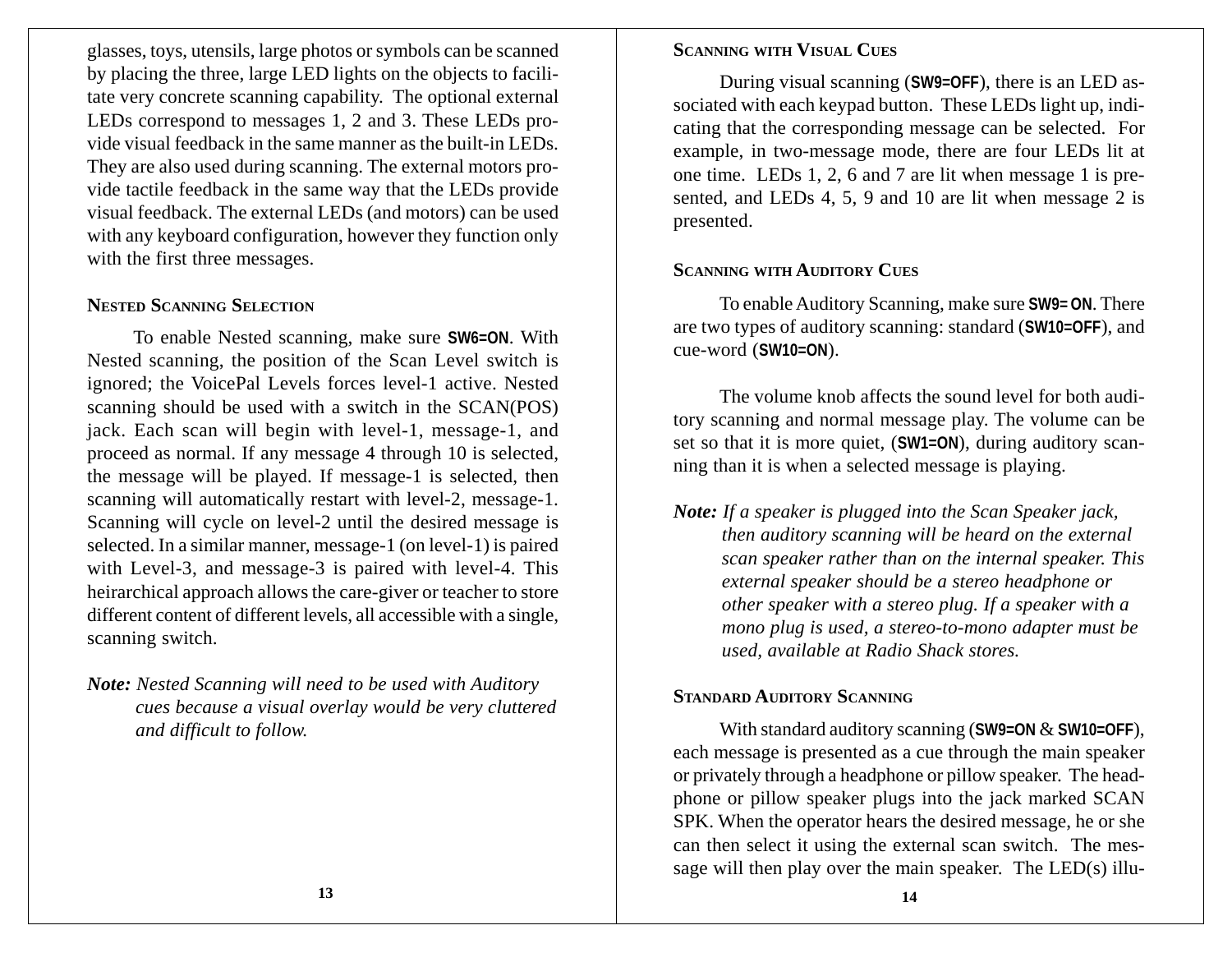glasses, toys, utensils, large photos or symbols can be scanned by placing the three, large LED lights on the objects to facilitate very concrete scanning capability. The optional external LEDs correspond to messages 1, 2 and 3. These LEDs provide visual feedback in the same manner as the built-in LEDs. They are also used during scanning. The external motors provide tactile feedback in the same way that the LEDs provide visual feedback. The external LEDs (and motors) can be used with any keyboard configuration, however they function only with the first three messages.

### NESTED SCANNING SELECTION

To enable Nested scanning, make sure **SW6=ON**. With Nested scanning, the position of the Scan Level switch is ignored; the VoicePal Levels forces level-1 active. Nested scanning should be used with a switch in the SCAN(POS) jack. Each scan will begin with level-1, message-1, and proceed as normal. If any message 4 through 10 is selected, the message will be played. If message-1 is selected, then scanning will automatically restart with level-2, message-1. Scanning will cycle on level-2 until the desired message is selected. In a similar manner, message-1 (on level-1) is paired with Level-3, and message-3 is paired with level-4. This heirarchical approach allows the care-giver or teacher to store different content of different levels, all accessible with a single, scanning switch.

***Note:*** *Nested Scanning will need to be used with Auditory cues because a visual overlay would be very cluttered and difficult to follow.*

### SCANNING WITH VISUAL CUES

During visual scanning (**SW9=OFF**), there is an LED associated with each keypad button. These LEDs light up, indicating that the corresponding message can be selected. For example, in two-message mode, there are four LEDs lit at one time. LEDs 1, 2, 6 and 7 are lit when message 1 is presented, and LEDs 4, 5, 9 and 10 are lit when message 2 is presented.

### SCANNING WITH AUDITORY CUES

To enable Auditory Scanning, make sure **SW9= ON**. There are two types of auditory scanning: standard (**SW10=OFF**), and cue-word (**SW10=ON**).

The volume knob affects the sound level for both auditory scanning and normal message play. The volume can be set so that it is more quiet, (**SW1=ON**), during auditory scanning than it is when a selected message is playing.

***Note:*** *If a speaker is plugged into the Scan Speaker jack, then auditory scanning will be heard on the external scan speaker rather than on the internal speaker. This external speaker should be a stereo headphone or other speaker with a stereo plug. If a speaker with a mono plug is used, a stereo-to-mono adapter must be used, available at Radio Shack stores.*

### STANDARD AUDITORY SCANNING

With standard auditory scanning (**SW9=ON** & **SW10=OFF**), each message is presented as a cue through the main speaker or privately through a headphone or pillow speaker. The headphone or pillow speaker plugs into the jack marked SCAN SPK. When the operator hears the desired message, he or she can then select it using the external scan switch. The message will then play over the main speaker. The LED(s) illu-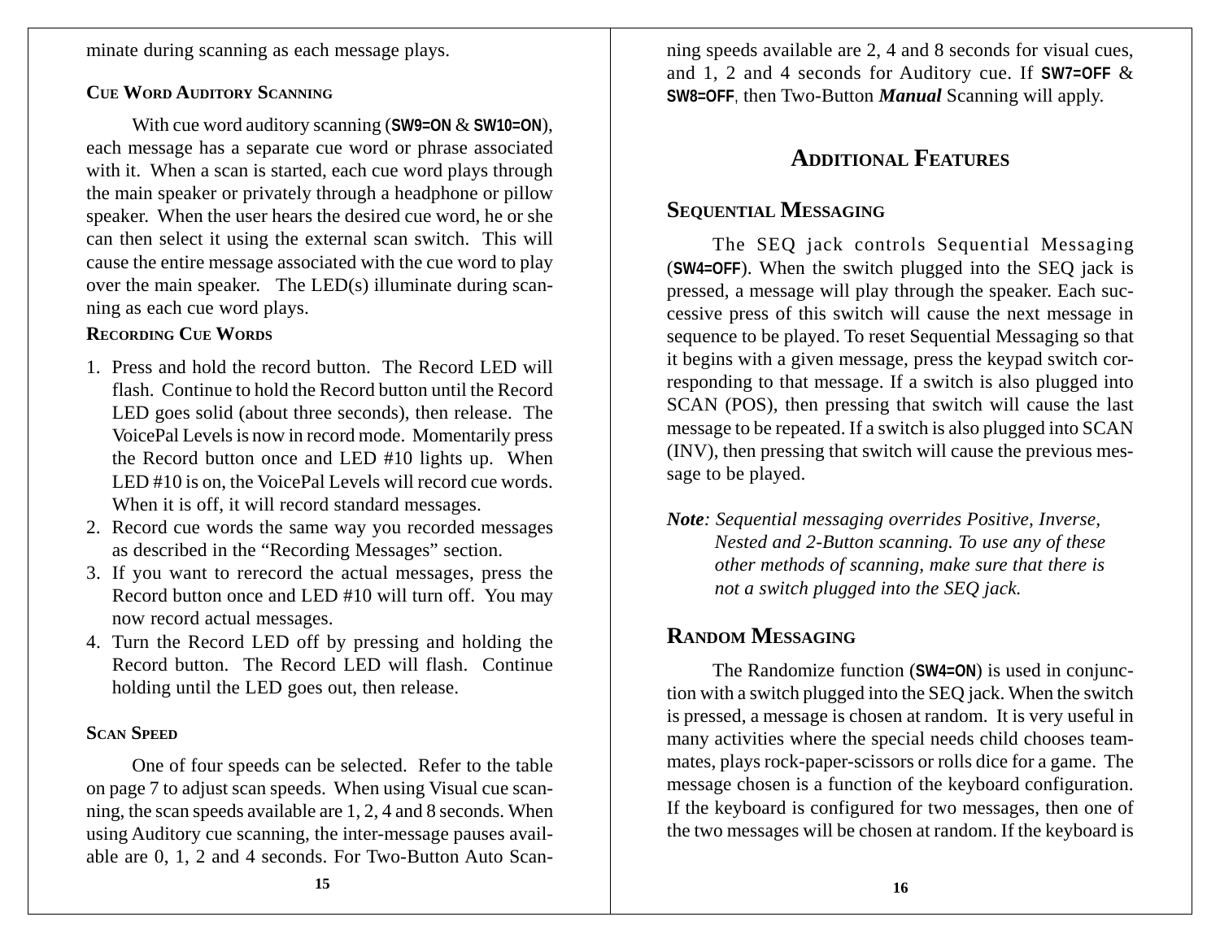minate during scanning as each message plays.

### Cue Word Auditory Scanning

With cue word auditory scanning (**SW9=ON** & **SW10=ON**), each message has a separate cue word or phrase associated with it. When a scan is started, each cue word plays through the main speaker or privately through a headphone or pillow speaker. When the user hears the desired cue word, he or she can then select it using the external scan switch. This will cause the entire message associated with the cue word to play over the main speaker. The LED(s) illuminate during scanning as each cue word plays.

### Recording Cue Words

1. Press and hold the record button. The Record LED will flash. Continue to hold the Record button until the Record LED goes solid (about three seconds), then release. The VoicePal Levels is now in record mode. Momentarily press the Record button once and LED #10 lights up. When LED #10 is on, the VoicePal Levels will record cue words. When it is off, it will record standard messages.
2. Record cue words the same way you recorded messages as described in the "Recording Messages" section.
3. If you want to rerecord the actual messages, press the Record button once and LED #10 will turn off. You may now record actual messages.
4. Turn the Record LED off by pressing and holding the Record button. The Record LED will flash. Continue holding until the LED goes out, then release.

### Scan Speed

One of four speeds can be selected. Refer to the table on page 7 to adjust scan speeds. When using Visual cue scanning, the scan speeds available are 1, 2, 4 and 8 seconds. When using Auditory cue scanning, the inter-message pauses available are 0, 1, 2 and 4 seconds. For Two-Button Auto Scanning speeds available are 2, 4 and 8 seconds for visual cues, and 1, 2 and 4 seconds for Auditory cue. If **SW7=OFF** & **SW8=OFF**, then Two-Button ***Manual*** Scanning will apply.

## Additional Features

### Sequential Messaging

The SEQ jack controls Sequential Messaging (**SW4=OFF**). When the switch plugged into the SEQ jack is pressed, a message will play through the speaker. Each successive press of this switch will cause the next message in sequence to be played. To reset Sequential Messaging so that it begins with a given message, press the keypad switch corresponding to that message. If a switch is also plugged into SCAN (POS), then pressing that switch will cause the last message to be repeated. If a switch is also plugged into SCAN (INV), then pressing that switch will cause the previous message to be played.

***Note****: Sequential messaging overrides Positive, Inverse, Nested and 2-Button scanning. To use any of these other methods of scanning, make sure that there is not a switch plugged into the SEQ jack.*

### Random Messaging

The Randomize function (**SW4=ON**) is used in conjunction with a switch plugged into the SEQ jack. When the switch is pressed, a message is chosen at random. It is very useful in many activities where the special needs child chooses teammates, plays rock-paper-scissors or rolls dice for a game. The message chosen is a function of the keyboard configuration. If the keyboard is configured for two messages, then one of the two messages will be chosen at random. If the keyboard is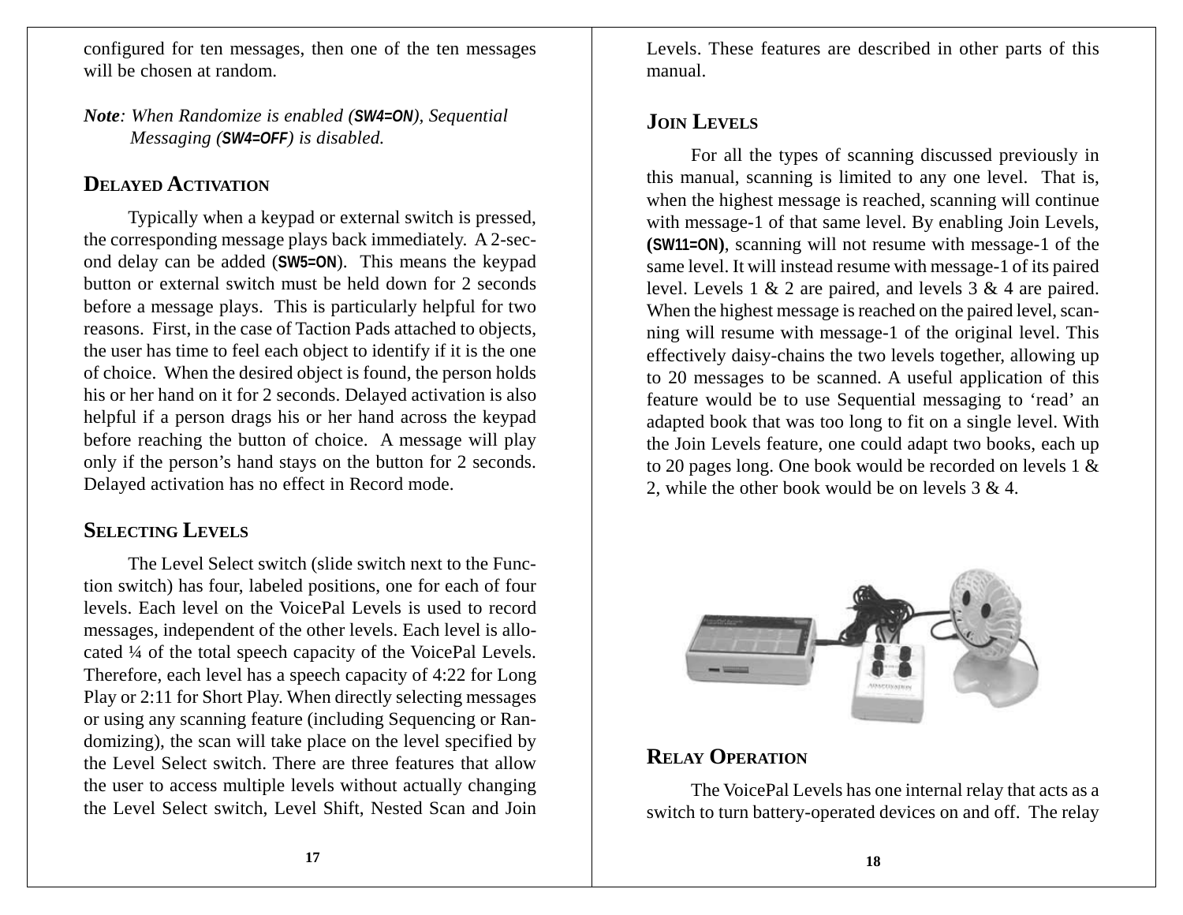configured for ten messages, then one of the ten messages will be chosen at random.

*Note: When Randomize is enabled (**SW4=ON**), Sequential Messaging (**SW4=OFF**) is disabled.*

## DELAYED ACTIVATION

Typically when a keypad or external switch is pressed, the corresponding message plays back immediately. A 2-second delay can be added (**SW5=ON**). This means the keypad button or external switch must be held down for 2 seconds before a message plays. This is particularly helpful for two reasons. First, in the case of Taction Pads attached to objects, the user has time to feel each object to identify if it is the one of choice. When the desired object is found, the person holds his or her hand on it for 2 seconds. Delayed activation is also helpful if a person drags his or her hand across the keypad before reaching the button of choice. A message will play only if the person's hand stays on the button for 2 seconds. Delayed activation has no effect in Record mode.

## SELECTING LEVELS

The Level Select switch (slide switch next to the Function switch) has four, labeled positions, one for each of four levels. Each level on the VoicePal Levels is used to record messages, independent of the other levels. Each level is allocated ¼ of the total speech capacity of the VoicePal Levels. Therefore, each level has a speech capacity of 4:22 for Long Play or 2:11 for Short Play. When directly selecting messages or using any scanning feature (including Sequencing or Randomizing), the scan will take place on the level specified by the Level Select switch. There are three features that allow the user to access multiple levels without actually changing the Level Select switch, Level Shift, Nested Scan and Join Levels. These features are described in other parts of this manual.

## JOIN LEVELS

For all the types of scanning discussed previously in this manual, scanning is limited to any one level. That is, when the highest message is reached, scanning will continue with message-1 of that same level. By enabling Join Levels, **(SW11=ON)**, scanning will not resume with message-1 of the same level. It will instead resume with message-1 of its paired level. Levels 1 & 2 are paired, and levels 3 & 4 are paired. When the highest message is reached on the paired level, scanning will resume with message-1 of the original level. This effectively daisy-chains the two levels together, allowing up to 20 messages to be scanned. A useful application of this feature would be to use Sequential messaging to 'read' an adapted book that was too long to fit on a single level. With the Join Levels feature, one could adapt two books, each up to 20 pages long. One book would be recorded on levels 1 & 2, while the other book would be on levels 3 & 4.

## RELAY OPERATION

The VoicePal Levels has one internal relay that acts as a switch to turn battery-operated devices on and off. The relay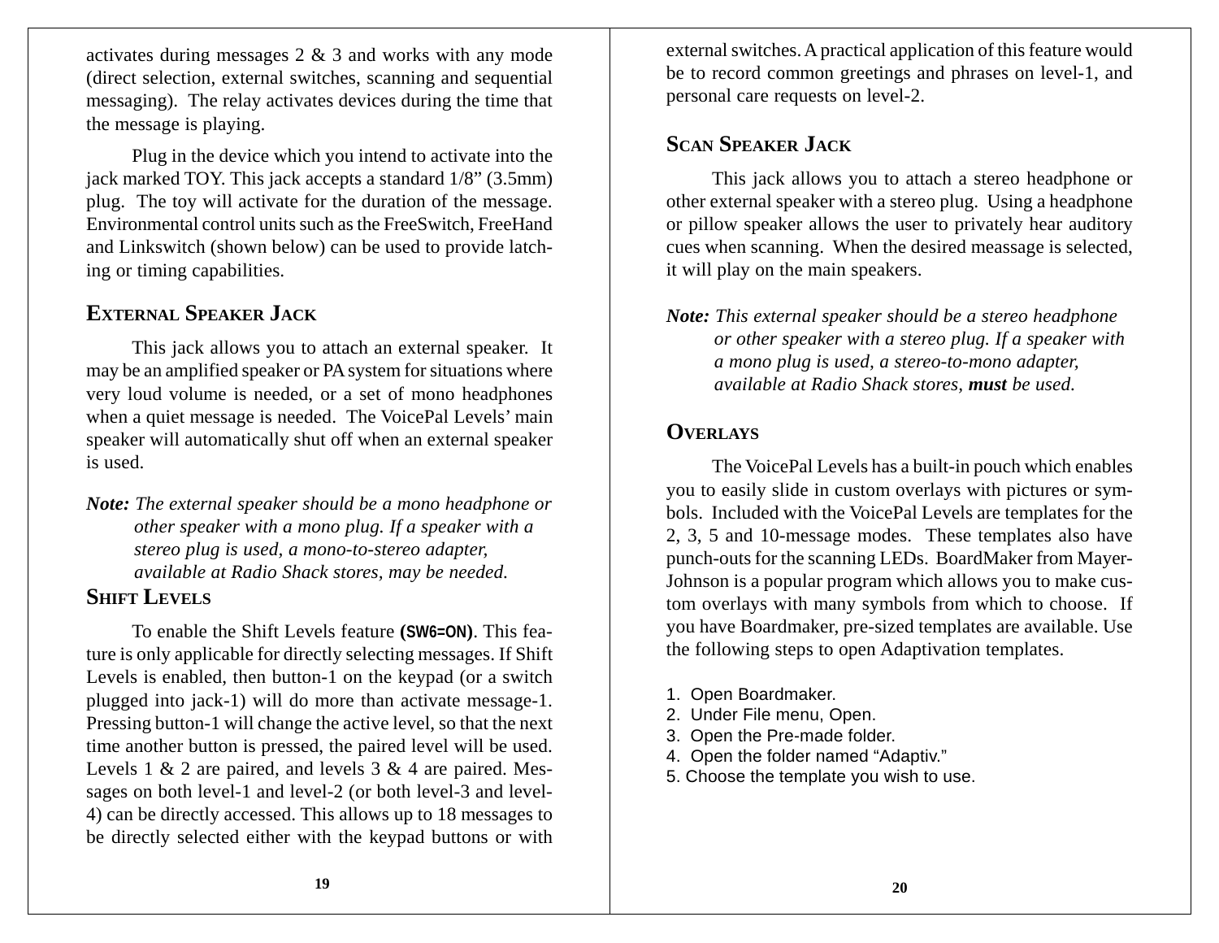activates during messages 2 & 3 and works with any mode (direct selection, external switches, scanning and sequential messaging). The relay activates devices during the time that the message is playing.

Plug in the device which you intend to activate into the jack marked TOY. This jack accepts a standard 1/8" (3.5mm) plug. The toy will activate for the duration of the message. Environmental control units such as the FreeSwitch, FreeHand and Linkswitch (shown below) can be used to provide latching or timing capabilities.

## External Speaker Jack

This jack allows you to attach an external speaker. It may be an amplified speaker or PA system for situations where very loud volume is needed, or a set of mono headphones when a quiet message is needed. The VoicePal Levels' main speaker will automatically shut off when an external speaker is used.

***Note:*** *The external speaker should be a mono headphone or other speaker with a mono plug. If a speaker with a stereo plug is used, a mono-to-stereo adapter, available at Radio Shack stores, may be needed.*

## Shift Levels

To enable the Shift Levels feature **(SW6=ON)**. This feature is only applicable for directly selecting messages. If Shift Levels is enabled, then button-1 on the keypad (or a switch plugged into jack-1) will do more than activate message-1. Pressing button-1 will change the active level, so that the next time another button is pressed, the paired level will be used. Levels 1 & 2 are paired, and levels 3 & 4 are paired. Messages on both level-1 and level-2 (or both level-3 and level-4) can be directly accessed. This allows up to 18 messages to be directly selected either with the keypad buttons or with external switches. A practical application of this feature would be to record common greetings and phrases on level-1, and personal care requests on level-2.

## Scan Speaker Jack

This jack allows you to attach a stereo headphone or other external speaker with a stereo plug. Using a headphone or pillow speaker allows the user to privately hear auditory cues when scanning. When the desired meassage is selected, it will play on the main speakers.

***Note:*** *This external speaker should be a stereo headphone or other speaker with a stereo plug. If a speaker with a mono plug is used, a stereo-to-mono adapter, available at Radio Shack stores,* ***must*** *be used.*

## Overlays

The VoicePal Levels has a built-in pouch which enables you to easily slide in custom overlays with pictures or symbols. Included with the VoicePal Levels are templates for the 2, 3, 5 and 10-message modes. These templates also have punch-outs for the scanning LEDs. BoardMaker from Mayer-Johnson is a popular program which allows you to make custom overlays with many symbols from which to choose. If you have Boardmaker, pre-sized templates are available. Use the following steps to open Adaptivation templates.

1. Open Boardmaker.
2. Under File menu, Open.
3. Open the Pre-made folder.
4. Open the folder named "Adaptiv."
5. Choose the template you wish to use.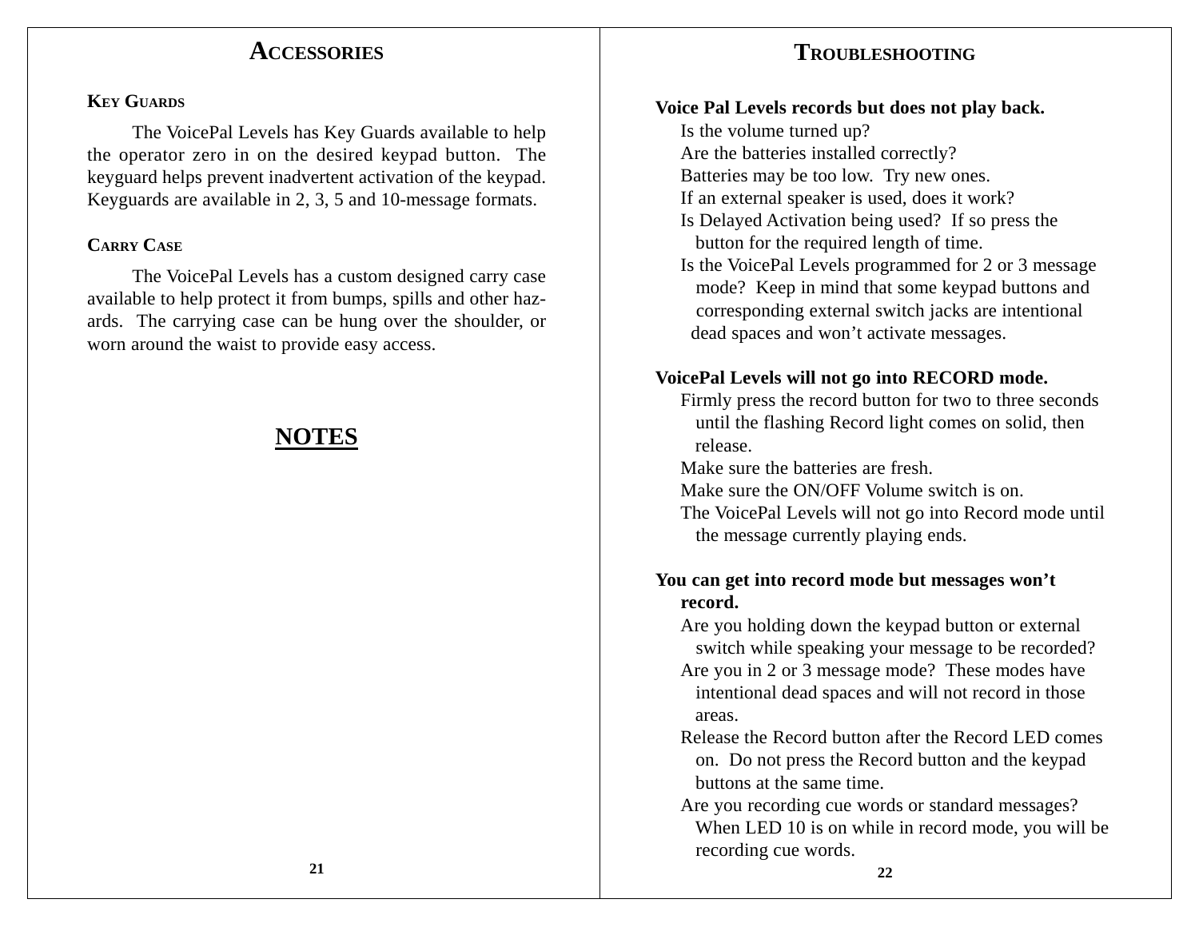# ACCESSORIES

### KEY GUARDS

The VoicePal Levels has Key Guards available to help the operator zero in on the desired keypad button. The keyguard helps prevent inadvertent activation of the keypad. Keyguards are available in 2, 3, 5 and 10-message formats.

### CARRY CASE

The VoicePal Levels has a custom designed carry case available to help protect it from bumps, spills and other hazards. The carrying case can be hung over the shoulder, or worn around the waist to provide easy access.

## NOTES

# TROUBLESHOOTING

**Voice Pal Levels records but does not play back.**

- Is the volume turned up?
- Are the batteries installed correctly?
- Batteries may be too low. Try new ones.
- If an external speaker is used, does it work?
- Is Delayed Activation being used? If so press the button for the required length of time.
- Is the VoicePal Levels programmed for 2 or 3 message mode? Keep in mind that some keypad buttons and corresponding external switch jacks are intentional dead spaces and won't activate messages.

**VoicePal Levels will not go into RECORD mode.**

- Firmly press the record button for two to three seconds until the flashing Record light comes on solid, then release.
- Make sure the batteries are fresh.
- Make sure the ON/OFF Volume switch is on.
- The VoicePal Levels will not go into Record mode until the message currently playing ends.

**You can get into record mode but messages won't record.**

- Are you holding down the keypad button or external switch while speaking your message to be recorded?
- Are you in 2 or 3 message mode? These modes have intentional dead spaces and will not record in those areas.
- Release the Record button after the Record LED comes on. Do not press the Record button and the keypad buttons at the same time.
- Are you recording cue words or standard messages? When LED 10 is on while in record mode, you will be recording cue words.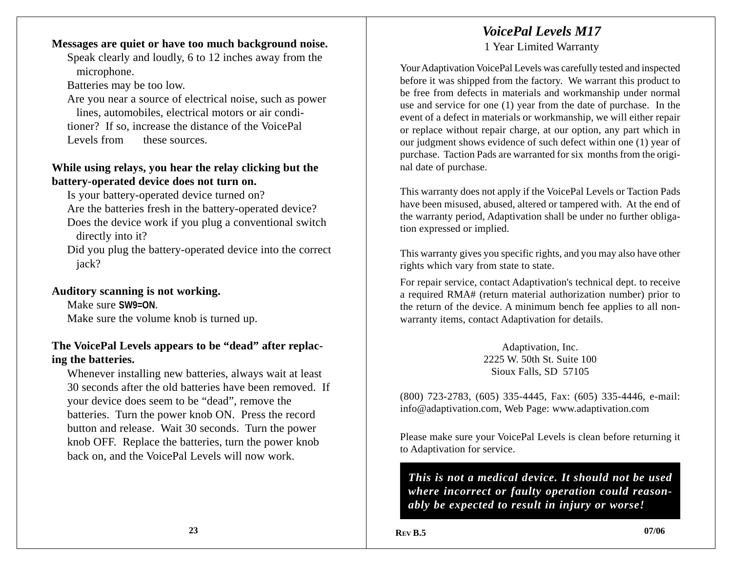**Messages are quiet or have too much background noise.**

Speak clearly and loudly, 6 to 12 inches away from the microphone.

Batteries may be too low.

Are you near a source of electrical noise, such as power lines, automobiles, electrical motors or air conditioner? If so, increase the distance of the VoicePal Levels from these sources.

**While using relays, you hear the relay clicking but the battery-operated device does not turn on.**

Is your battery-operated device turned on?

Are the batteries fresh in the battery-operated device?

Does the device work if you plug a conventional switch directly into it?

Did you plug the battery-operated device into the correct jack?

**Auditory scanning is not working.**

Make sure **SW9=ON**.

Make sure the volume knob is turned up.

**The VoicePal Levels appears to be "dead" after replacing the batteries.**

Whenever installing new batteries, always wait at least 30 seconds after the old batteries have been removed. If your device does seem to be "dead", remove the batteries. Turn the power knob ON. Press the record button and release. Wait 30 seconds. Turn the power knob OFF. Replace the batteries, turn the power knob back on, and the VoicePal Levels will now work.

## *VoicePal Levels M17*

1 Year Limited Warranty

Your Adaptivation VoicePal Levels was carefully tested and inspected before it was shipped from the factory. We warrant this product to be free from defects in materials and workmanship under normal use and service for one (1) year from the date of purchase. In the event of a defect in materials or workmanship, we will either repair or replace without repair charge, at our option, any part which in our judgment shows evidence of such defect within one (1) year of purchase. Taction Pads are warranted for six months from the original date of purchase.

This warranty does not apply if the VoicePal Levels or Taction Pads have been misused, abused, altered or tampered with. At the end of the warranty period, Adaptivation shall be under no further obligation expressed or implied.

This warranty gives you specific rights, and you may also have other rights which vary from state to state.

For repair service, contact Adaptivation's technical dept. to receive a required RMA# (return material authorization number) prior to the return of the device. A minimum bench fee applies to all non-warranty items, contact Adaptivation for details.

Adaptivation, Inc.
2225 W. 50th St. Suite 100
Sioux Falls, SD 57105

(800) 723-2783, (605) 335-4445, Fax: (605) 335-4446, e-mail: info@adaptivation.com, Web Page: www.adaptivation.com

Please make sure your VoicePal Levels is clean before returning it to Adaptivation for service.

***This is not a medical device. It should not be used where incorrect or faulty operation could reasonably be expected to result in injury or worse!***

**Rev B.5** **07/06**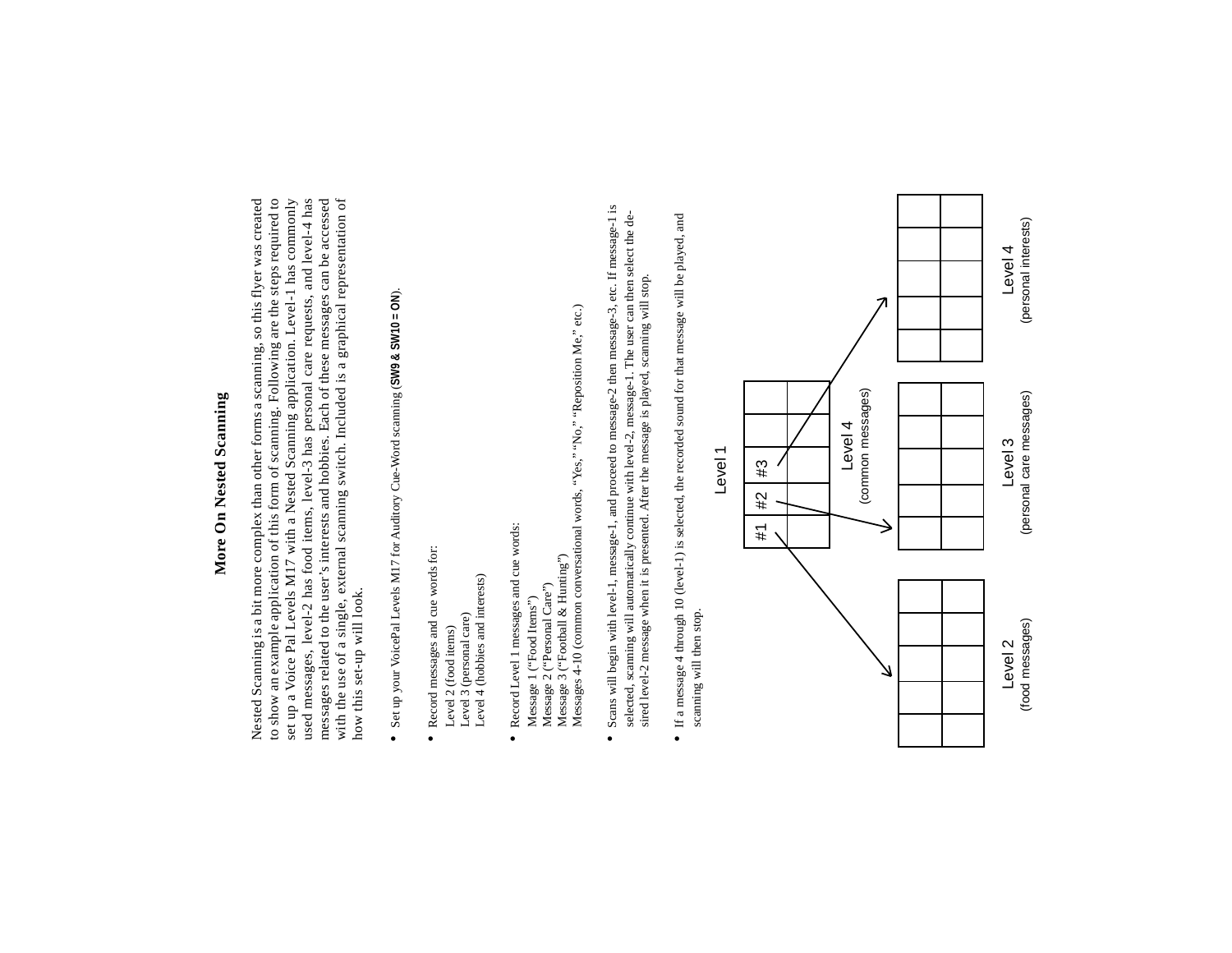## More On Nested Scanning

Nested Scanning is a bit more complex than other forms a scanning, so this flyer was created to show an example application of this form of scanning. Following are the steps required to set up a Voice Pal Levels M17 with a Nested Scanning application. Level-1 has commonly used messages, level-2 has food items, level-3 has personal care requests, and level-4 has messages related to the user's interests and hobbies. Each of these messages can be accessed with the use of a single, external scanning switch. Included is a graphical representation of how this set-up will look.

- Set up your VoicePal Levels M17 for Auditory Cue-Word scanning (**SW9 & SW10 = ON**).
- Record messages and cue words for:
  Level 2 (food items)
  Level 3 (personal care)
  Level 4 (hobbies and interests)
- Record Level 1 messages and cue words:
  Message 1 ("Food Items")
  Message 2 ("Personal Care")
  Message 3 ("Football & Hunting")
  Messages 4-10 (common conversational words, "Yes," "No," "Reposition Me," etc.)
- Scans will begin with level-1, message-1, and proceed to message-2 then message-3, etc. If message-1 is selected, scanning will automatically continue with level-2, message-1. The user can then select the desired level-2 message when it is presented. After the message is played, scanning will stop.
- If a message 4 through 10 (level-1) is selected, the recorded sound for that message will be played, and scanning will then stop.

Level 1

#1 #2 #3

Level 4
(common messages)

Level 2
(food messages)

Level 3
(personal care messages)

Level 4
(personal interests)